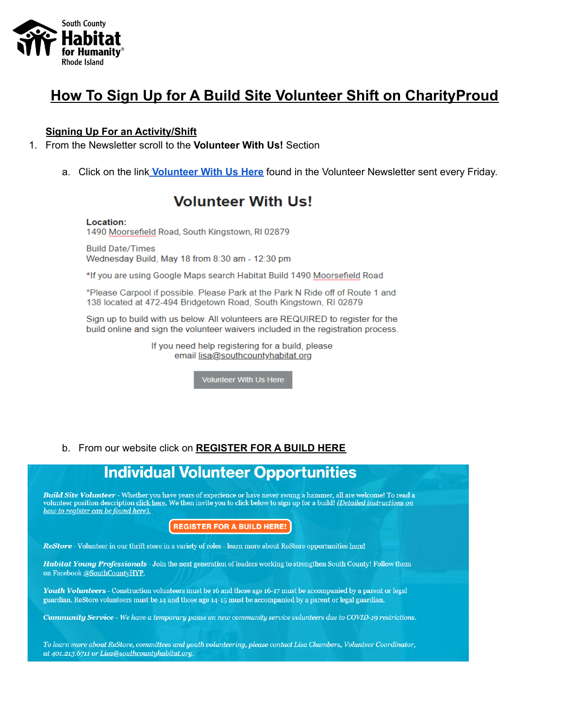South County
**Habitat for Humanity®**
Rhode Island

# How To Sign Up for A Build Site Volunteer Shift on CharityProud

## Signing Up For an Activity/Shift

1. From the Newsletter scroll to the **Volunteer With Us!** Section

    a. Click on the link **Volunteer With Us Here** found in the Volunteer Newsletter sent every Friday.

## Volunteer With Us!

**Location:**
1490 Moorsefield Road, South Kingstown, RI 02879

Build Date/Times
Wednesday Build, May 18 from 8:30 am - 12:30 pm

*If you are using Google Maps search Habitat Build 1490 Moorsefield Road

*Please Carpool if possible. Please Park at the Park N Ride off of Route 1 and 138 located at 472-494 Bridgetown Road, South Kingstown, RI 02879

Sign up to build with us below. All volunteers are REQUIRED to register for the build online and sign the volunteer waivers included in the registration process.

If you need help registering for a build, please email lisa@southcountyhabitat.org

Volunteer With Us Here

    b. From our website click on **REGISTER FOR A BUILD HERE**

## Individual Volunteer Opportunities

***Build Site Volunteer*** - Whether you have years of experience or have never swung a hammer, all are welcome! To read a volunteer position description click here. We then invite you to click below to sign up for a build! *(Detailed instructions on how to register can be found here).*

REGISTER FOR A BUILD HERE!

***ReStore*** - Volunteer in our thrift store in a variety of roles - learn more about ReStore opportunities here!

***Habitat Young Professionals*** - Join the next generation of leaders working to strengthen South County! Follow them on Facebook @SouthCountyHYP.

***Youth Volunteers*** - Construction volunteers must be 16 and those age 16-17 must be accompanied by a parent or legal guardian. ReStore volunteers must be 14 and those age 14-15 must be accompanied by a parent or legal guardian.

***Community Service*** - *We have a temporary pause on new community service volunteers due to COVID-19 restrictions.*

*To learn more about ReStore, committees and youth volunteering, please contact Lisa Chambers, Volunteer Coordinator, at 401.213.6711 or Lisa@southcountyhabitat.org.*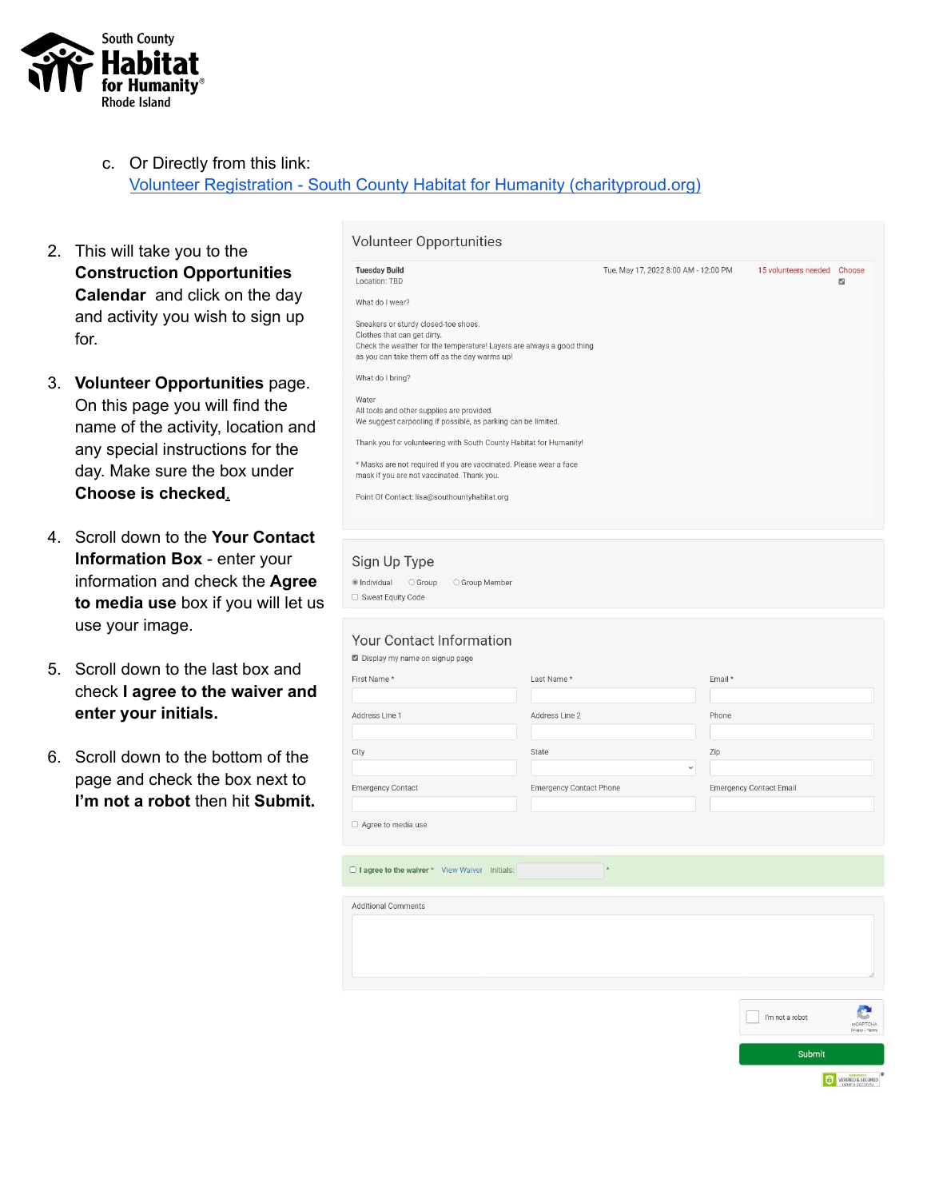c. Or Directly from this link:
[Volunteer Registration - South County Habitat for Humanity (charityproud.org)]

2. This will take you to the **Construction Opportunities Calendar** and click on the day and activity you wish to sign up for.

3. **Volunteer Opportunities** page. On this page you will find the name of the activity, location and any special instructions for the day. Make sure the box under **Choose is checked.**

4. Scroll down to the **Your Contact Information Box** - enter your information and check the **Agree to media use** box if you will let us use your image.

5. Scroll down to the last box and check **I agree to the waiver and enter your initials.**

6. Scroll down to the bottom of the page and check the box next to **I'm not a robot** then hit **Submit.**

Volunteer Opportunities

**Tuesday Build** — Tue, May 17, 2022 8:00 AM - 12:00 PM — 15 volunteers needed — Choose
Location: TBD

What do I wear?

Sneakers or sturdy closed-toe shoes.
Clothes that can get dirty.
Check the weather for the temperature! Layers are always a good thing as you can take them off as the day warms up!

What do I bring?

Water
All tools and other supplies are provided.
We suggest carpooling if possible, as parking can be limited.

Thank you for volunteering with South County Habitat for Humanity!

* Masks are not required if you are vaccinated. Please wear a face mask if you are not vaccinated. Thank you.

Point Of Contact: lisa@southcountyhabitat.org

Sign Up Type

Individual / Group / Group Member
Sweat Equity Code

Your Contact Information

Display my name on signup page

First Name * | Last Name * | Email *
Address Line 1 | Address Line 2 | Phone
City | State | Zip
Emergency Contact | Emergency Contact Phone | Emergency Contact Email

Agree to media use

I agree to the waiver * View Waiver Initials: *

Additional Comments

I'm not a robot

Submit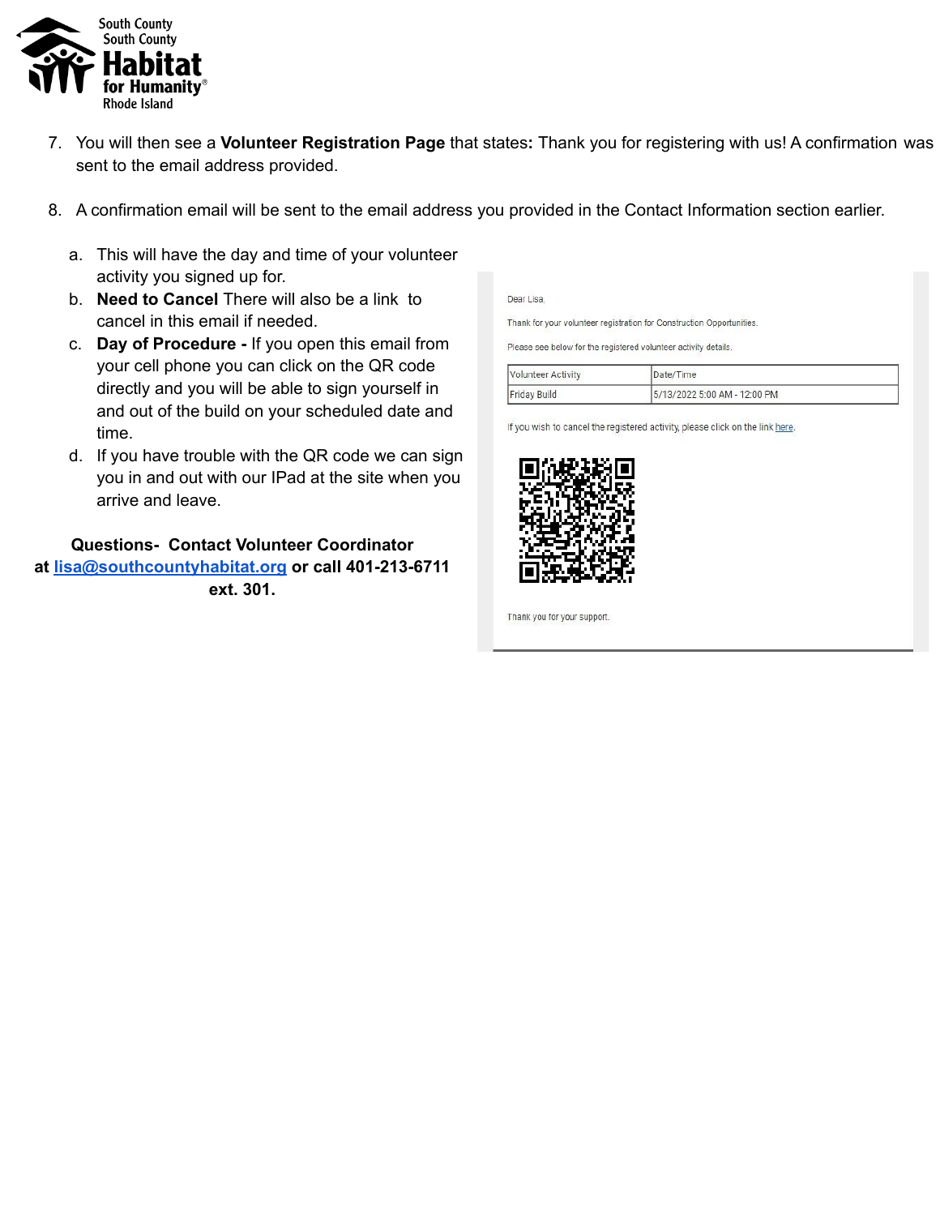7. You will then see a **Volunteer Registration Page** that states**:** Thank you for registering with us! A confirmation was sent to the email address provided.

8. A confirmation email will be sent to the email address you provided in the Contact Information section earlier.

   a. This will have the day and time of your volunteer activity you signed up for.
   b. **Need to Cancel** There will also be a link to cancel in this email if needed.
   c. **Day of Procedure -** If you open this email from your cell phone you can click on the QR code directly and you will be able to sign yourself in and out of the build on your scheduled date and time.
   d. If you have trouble with the QR code we can sign you in and out with our IPad at the site when you arrive and leave.

Dear Lisa,

Thank for your volunteer registration for Construction Opportunities.

Please see below for the registered volunteer activity details.

| Volunteer Activity | Date/Time |
| --- | --- |
| Friday Build | 5/13/2022 5:00 AM - 12:00 PM |

If you wish to cancel the registered activity, please click on the link here.

Thank you for your support.

**Questions- Contact Volunteer Coordinator at [lisa@southcountyhabitat.org](mailto:lisa@southcountyhabitat.org) or call 401-213-6711 ext. 301.**